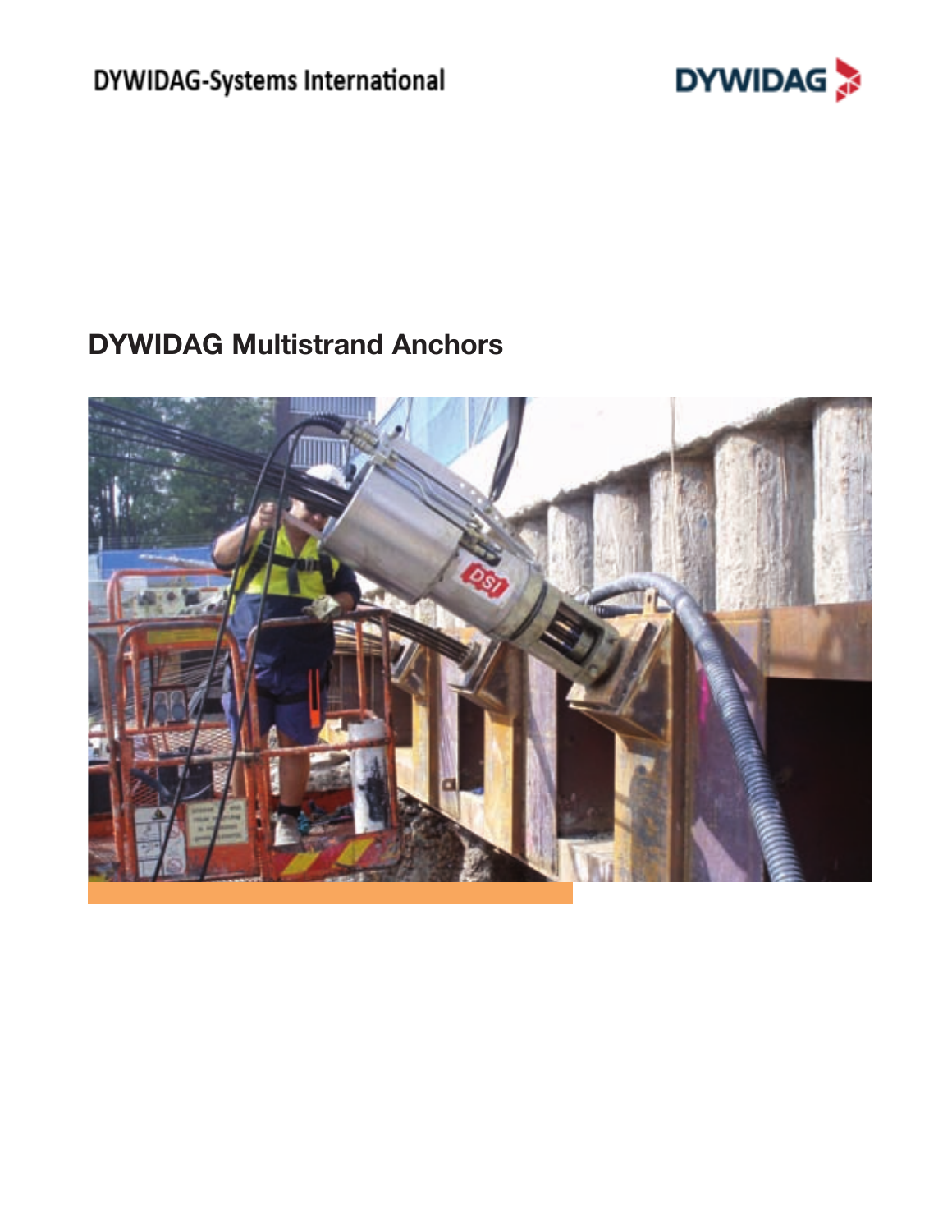DYWIDAG-Systems International

DYWIDAG

# DYWIDAG Multistrand Anchors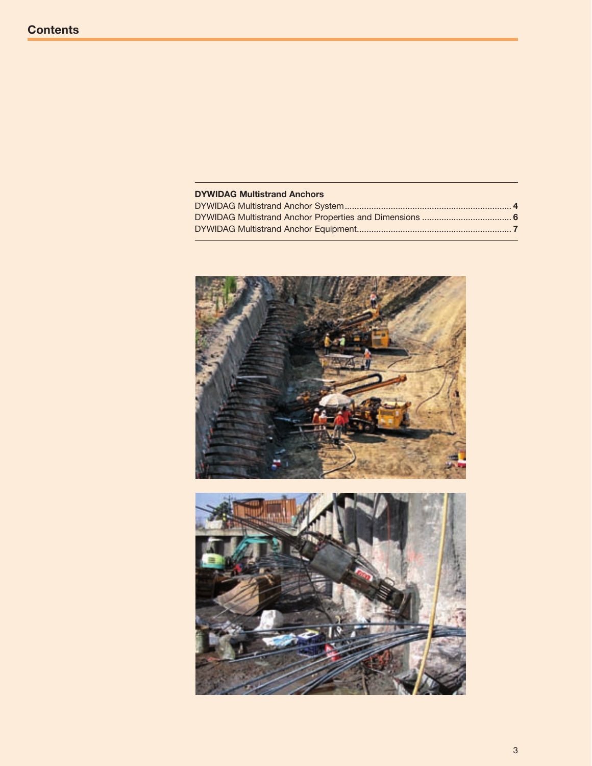# Contents

**DYWIDAG Multistrand Anchors**

DYWIDAG Multistrand Anchor System .......... **4**

DYWIDAG Multistrand Anchor Properties and Dimensions .......... **6**

DYWIDAG Multistrand Anchor Equipment .......... **7**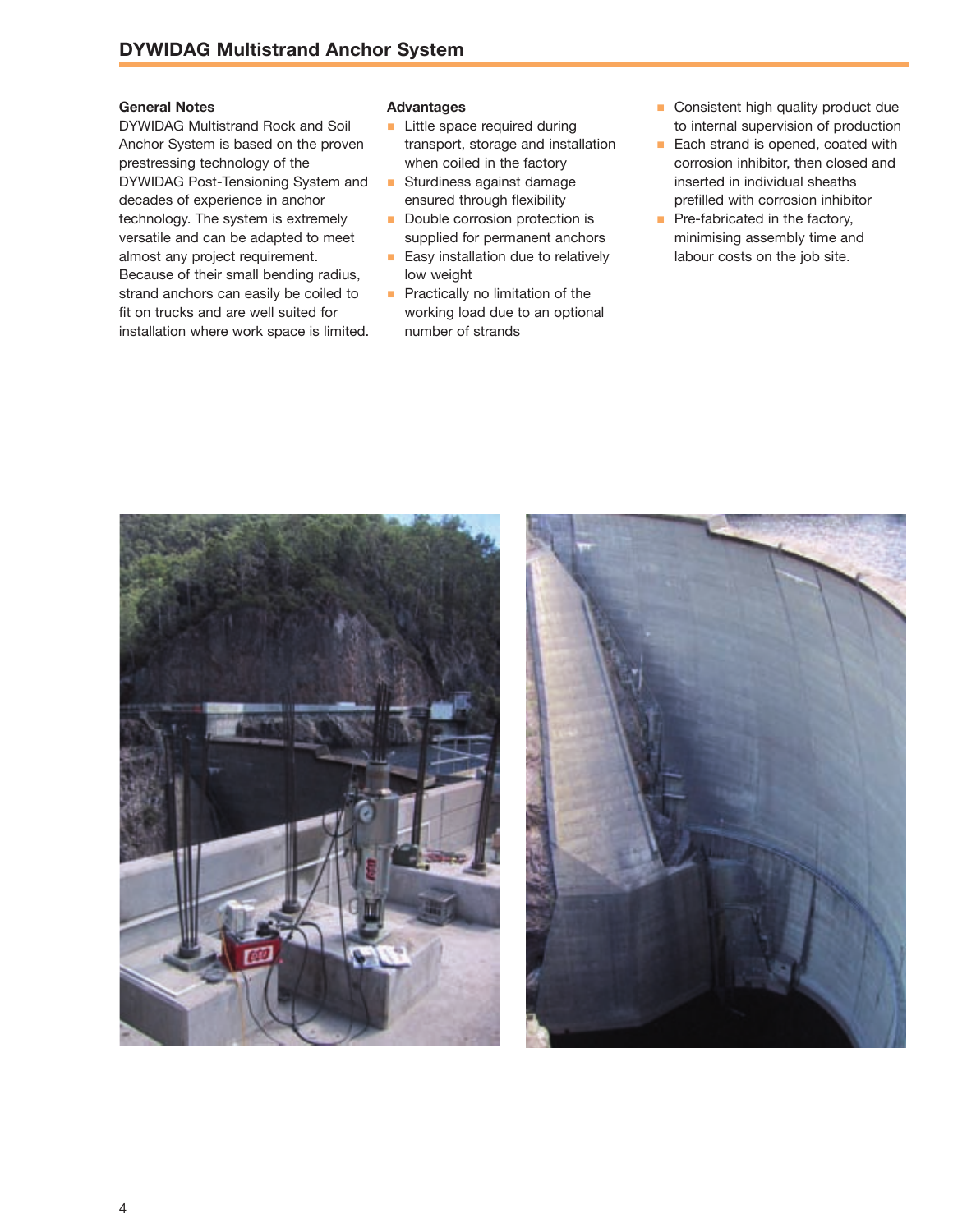## DYWIDAG Multistrand Anchor System

### General Notes

DYWIDAG Multistrand Rock and Soil Anchor System is based on the proven prestressing technology of the DYWIDAG Post-Tensioning System and decades of experience in anchor technology. The system is extremely versatile and can be adapted to meet almost any project requirement. Because of their small bending radius, strand anchors can easily be coiled to fit on trucks and are well suited for installation where work space is limited.

### Advantages

- Little space required during transport, storage and installation when coiled in the factory
- Sturdiness against damage ensured through flexibility
- Double corrosion protection is supplied for permanent anchors
- Easy installation due to relatively low weight
- Practically no limitation of the working load due to an optional number of strands
- Consistent high quality product due to internal supervision of production
- Each strand is opened, coated with corrosion inhibitor, then closed and inserted in individual sheaths prefilled with corrosion inhibitor
- Pre-fabricated in the factory, minimising assembly time and labour costs on the job site.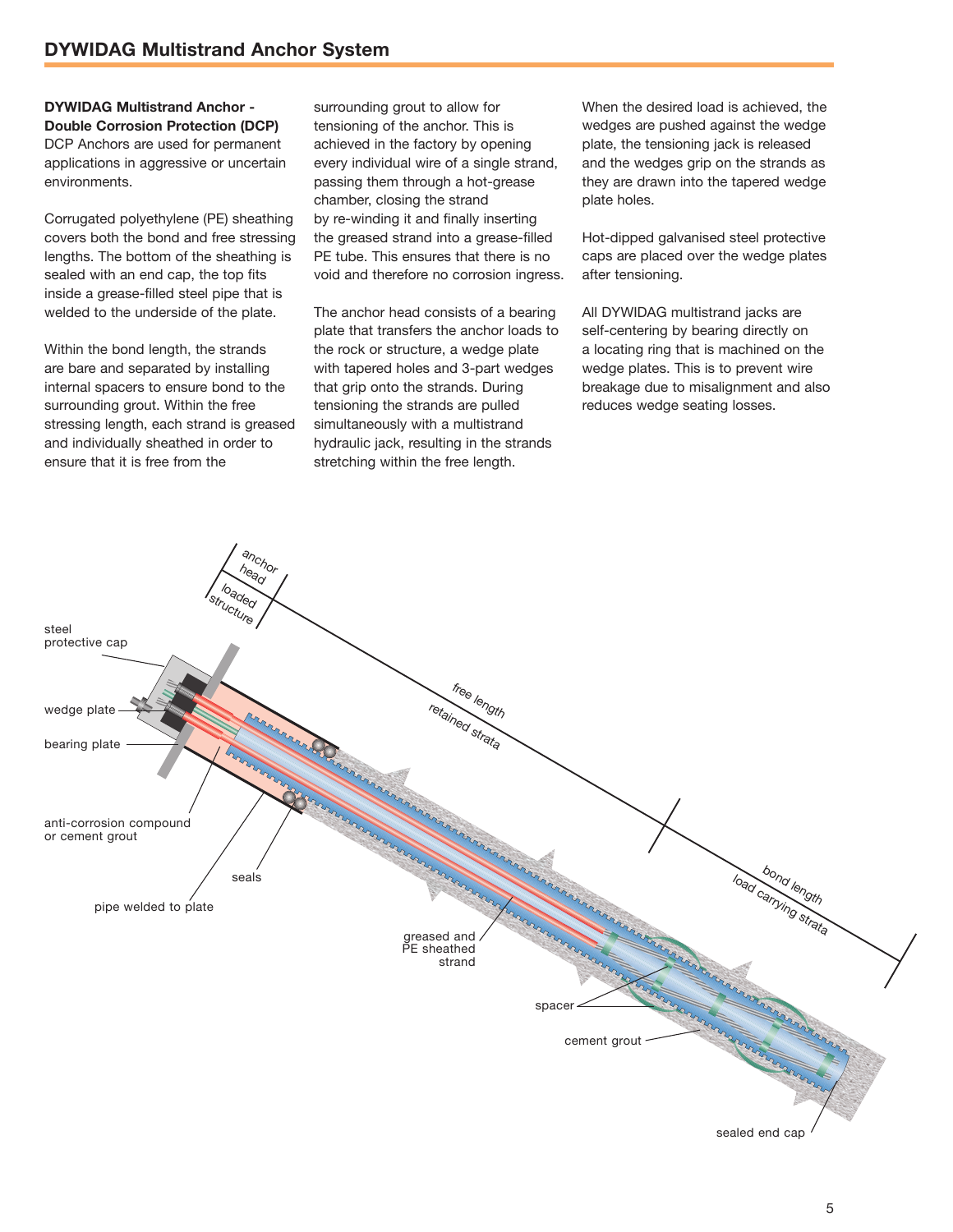**DYWIDAG Multistrand Anchor - Double Corrosion Protection (DCP)**

DCP Anchors are used for permanent applications in aggressive or uncertain environments.

Corrugated polyethylene (PE) sheathing covers both the bond and free stressing lengths. The bottom of the sheathing is sealed with an end cap, the top fits inside a grease-filled steel pipe that is welded to the underside of the plate.

Within the bond length, the strands are bare and separated by installing internal spacers to ensure bond to the surrounding grout. Within the free stressing length, each strand is greased and individually sheathed in order to ensure that it is free from the surrounding grout to allow for tensioning of the anchor. This is achieved in the factory by opening every individual wire of a single strand, passing them through a hot-grease chamber, closing the strand by re-winding it and finally inserting the greased strand into a grease-filled PE tube. This ensures that there is no void and therefore no corrosion ingress.

The anchor head consists of a bearing plate that transfers the anchor loads to the rock or structure, a wedge plate with tapered holes and 3-part wedges that grip onto the strands. During tensioning the strands are pulled simultaneously with a multistrand hydraulic jack, resulting in the strands stretching within the free length.

When the desired load is achieved, the wedges are pushed against the wedge plate, the tensioning jack is released and the wedges grip on the strands as they are drawn into the tapered wedge plate holes.

Hot-dipped galvanised steel protective caps are placed over the wedge plates after tensioning.

All DYWIDAG multistrand jacks are self-centering by bearing directly on a locating ring that is machined on the wedge plates. This is to prevent wire breakage due to misalignment and also reduces wedge seating losses.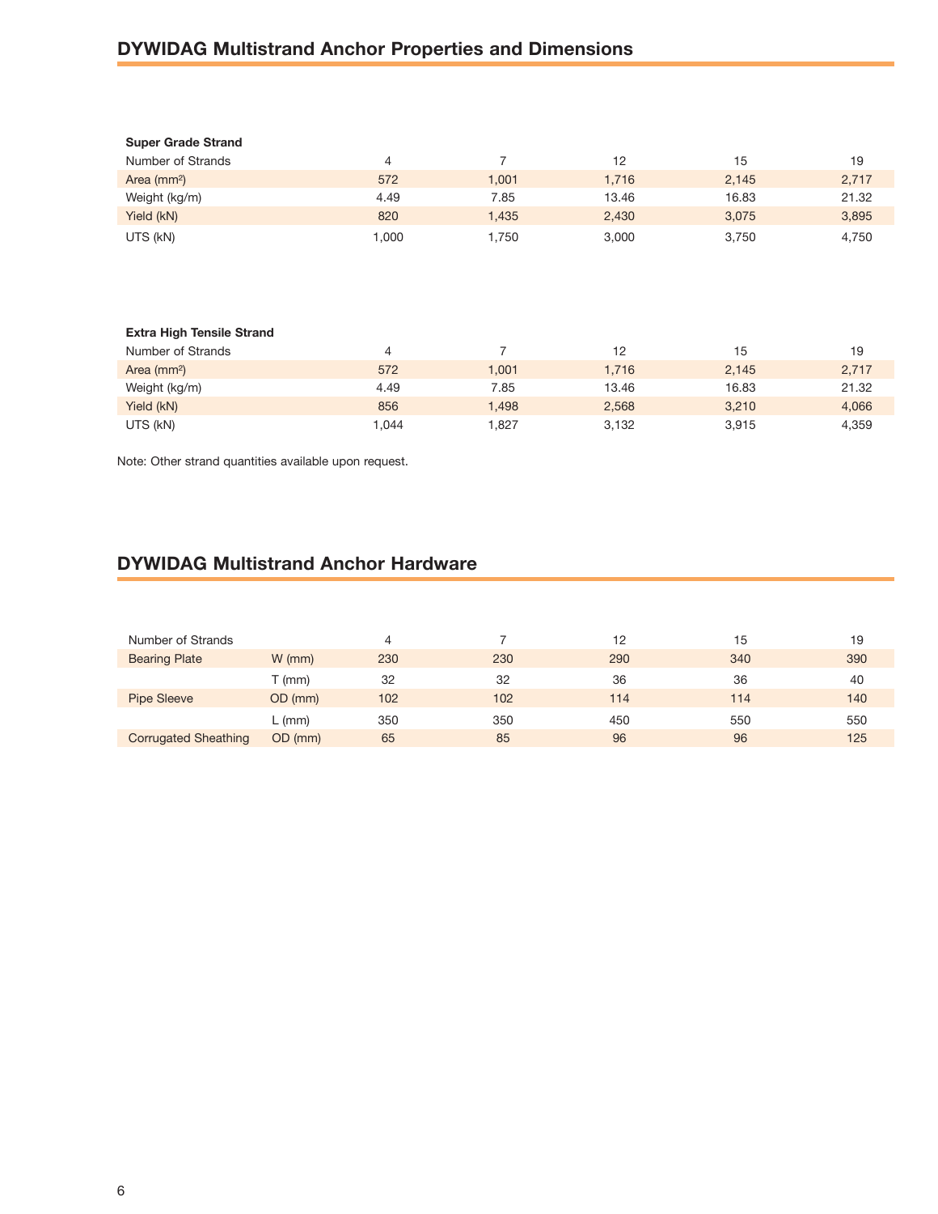## DYWIDAG Multistrand Anchor Properties and Dimensions

**Super Grade Strand**

| Number of Strands | 4 | 7 | 12 | 15 | 19 |
|---|---|---|---|---|---|
| Area (mm²) | 572 | 1,001 | 1,716 | 2,145 | 2,717 |
| Weight (kg/m) | 4.49 | 7.85 | 13.46 | 16.83 | 21.32 |
| Yield (kN) | 820 | 1,435 | 2,430 | 3,075 | 3,895 |
| UTS (kN) | 1,000 | 1,750 | 3,000 | 3,750 | 4,750 |

**Extra High Tensile Strand**

| Number of Strands | 4 | 7 | 12 | 15 | 19 |
|---|---|---|---|---|---|
| Area (mm²) | 572 | 1,001 | 1,716 | 2,145 | 2,717 |
| Weight (kg/m) | 4.49 | 7.85 | 13.46 | 16.83 | 21.32 |
| Yield (kN) | 856 | 1,498 | 2,568 | 3,210 | 4,066 |
| UTS (kN) | 1,044 | 1,827 | 3,132 | 3,915 | 4,359 |

Note: Other strand quantities available upon request.

## DYWIDAG Multistrand Anchor Hardware

| Number of Strands | | 4 | 7 | 12 | 15 | 19 |
|---|---|---|---|---|---|---|
| Bearing Plate | W (mm) | 230 | 230 | 290 | 340 | 390 |
| | T (mm) | 32 | 32 | 36 | 36 | 40 |
| Pipe Sleeve | OD (mm) | 102 | 102 | 114 | 114 | 140 |
| | L (mm) | 350 | 350 | 450 | 550 | 550 |
| Corrugated Sheathing | OD (mm) | 65 | 85 | 96 | 96 | 125 |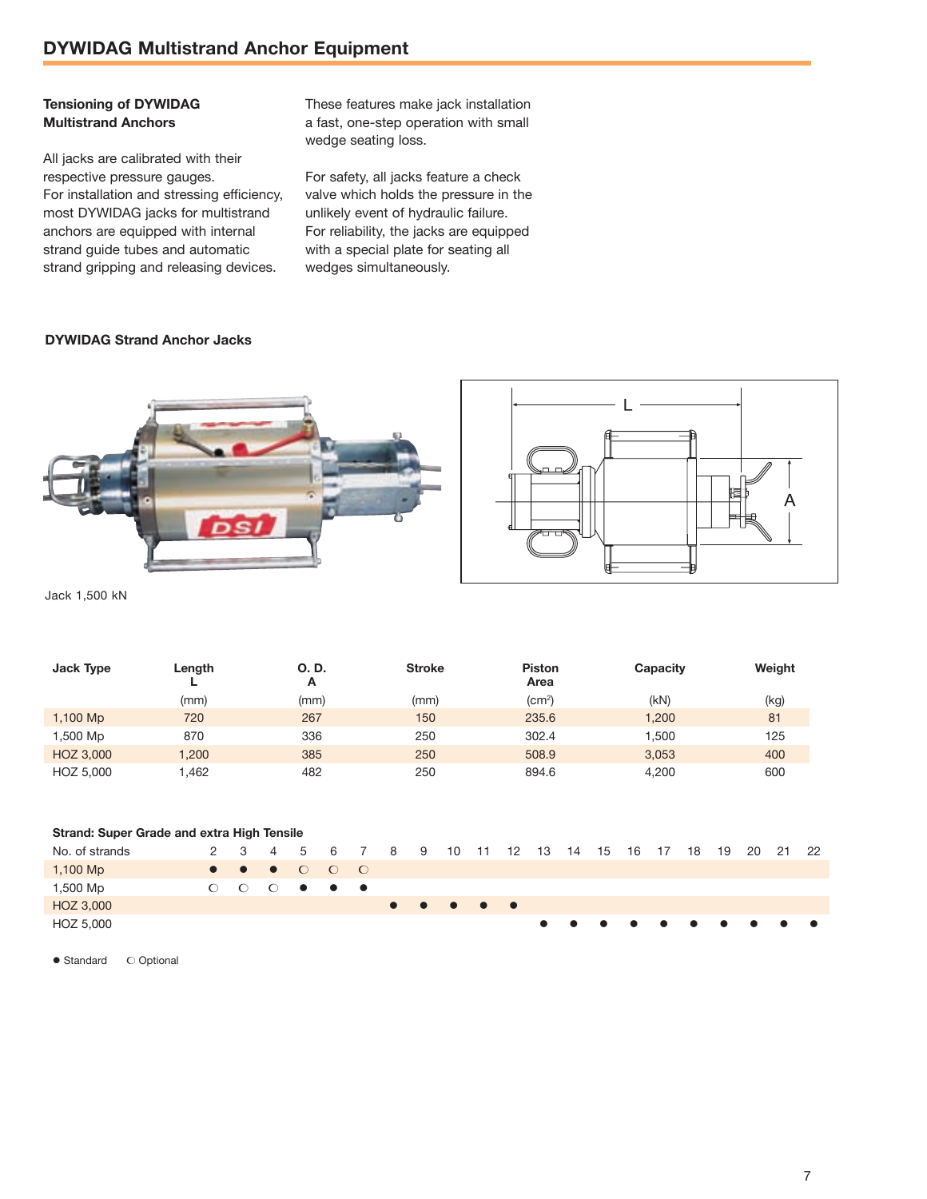## DYWIDAG Multistrand Anchor Equipment

### Tensioning of DYWIDAG Multistrand Anchors

All jacks are calibrated with their respective pressure gauges.
For installation and stressing efficiency, most DYWIDAG jacks for multistrand anchors are equipped with internal strand guide tubes and automatic strand gripping and releasing devices.

These features make jack installation a fast, one-step operation with small wedge seating loss.

For safety, all jacks feature a check valve which holds the pressure in the unlikely event of hydraulic failure.
For reliability, the jacks are equipped with a special plate for seating all wedges simultaneously.

### DYWIDAG Strand Anchor Jacks

Jack 1,500 kN

| Jack Type | Length L | O. D. A | Stroke | Piston Area | Capacity | Weight |
|---|---|---|---|---|---|---|
| | (mm) | (mm) | (mm) | (cm²) | (kN) | (kg) |
| 1,100 Mp | 720 | 267 | 150 | 235.6 | 1,200 | 81 |
| 1,500 Mp | 870 | 336 | 250 | 302.4 | 1,500 | 125 |
| HOZ 3,000 | 1,200 | 385 | 250 | 508.9 | 3,053 | 400 |
| HOZ 5,000 | 1,462 | 482 | 250 | 894.6 | 4,200 | 600 |

**Strand: Super Grade and extra High Tensile**

| No. of strands | 2 | 3 | 4 | 5 | 6 | 7 | 8 | 9 | 10 | 11 | 12 | 13 | 14 | 15 | 16 | 17 | 18 | 19 | 20 | 21 | 22 |
|---|---|---|---|---|---|---|---|---|---|---|---|---|---|---|---|---|---|---|---|---|---|
| 1,100 Mp | ● | ● | ● | ○ | ○ | ○ | | | | | | | | | | | | | | | |
| 1,500 Mp | ○ | ○ | ○ | ● | ● | ● | | | | | | | | | | | | | | | |
| HOZ 3,000 | | | | | | | ● | ● | ● | ● | ● | | | | | | | | | | |
| HOZ 5,000 | | | | | | | | | | | | ● | ● | ● | ● | ● | ● | ● | ● | ● | ● |

● Standard ○ Optional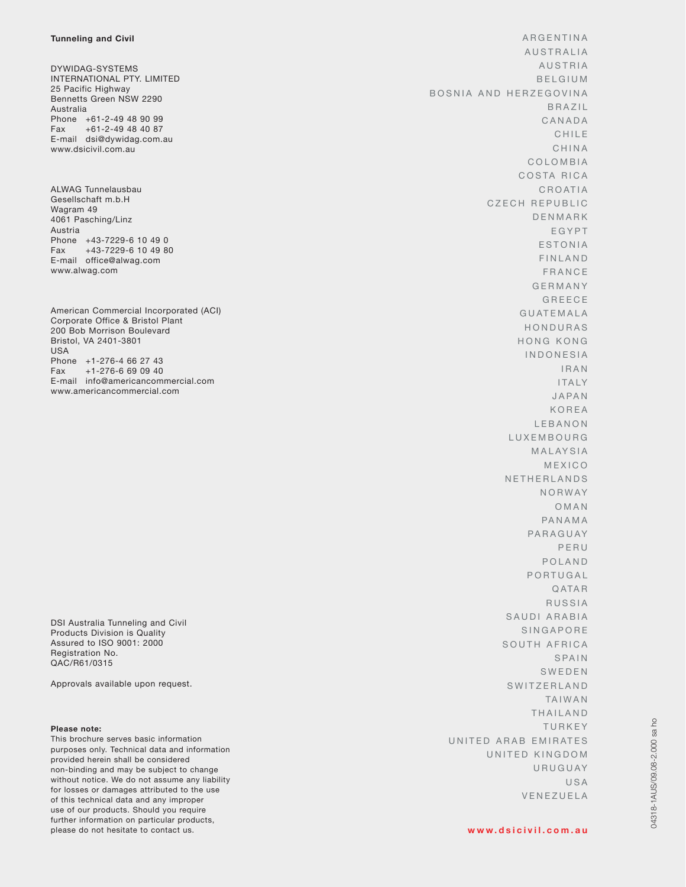**Tunneling and Civil**

DYWIDAG-SYSTEMS
INTERNATIONAL PTY. LIMITED
25 Pacific Highway
Bennetts Green NSW 2290
Australia
Phone +61-2-49 48 90 99
Fax +61-2-49 48 40 87
E-mail dsi@dywidag.com.au
www.dsicivil.com.au

ALWAG Tunnelausbau
Gesellschaft m.b.H
Wagram 49
4061 Pasching/Linz
Austria
Phone +43-7229-6 10 49 0
Fax +43-7229-6 10 49 80
E-mail office@alwag.com
www.alwag.com

American Commercial Incorporated (ACI)
Corporate Office & Bristol Plant
200 Bob Morrison Boulevard
Bristol, VA 2401-3801
USA
Phone +1-276-4 66 27 43
Fax +1-276-6 69 09 40
E-mail info@americancommercial.com
www.americancommercial.com

DSI Australia Tunneling and Civil
Products Division is Quality
Assured to ISO 9001: 2000
Registration No.
QAC/R61/0315

Approvals available upon request.

**Please note:**
This brochure serves basic information purposes only. Technical data and information provided herein shall be considered non-binding and may be subject to change without notice. We do not assume any liability for losses or damages attributed to the use of this technical data and any improper use of our products. Should you require further information on particular products, please do not hesitate to contact us.

ARGENTINA
AUSTRALIA
AUSTRIA
BELGIUM
BOSNIA AND HERZEGOVINA
BRAZIL
CANADA
CHILE
CHINA
COLOMBIA
COSTA RICA
CROATIA
CZECH REPUBLIC
DENMARK
EGYPT
ESTONIA
FINLAND
FRANCE
GERMANY
GREECE
GUATEMALA
HONDURAS
HONG KONG
INDONESIA
IRAN
ITALY
JAPAN
KOREA
LEBANON
LUXEMBOURG
MALAYSIA
MEXICO
NETHERLANDS
NORWAY
OMAN
PANAMA
PARAGUAY
PERU
POLAND
PORTUGAL
QATAR
RUSSIA
SAUDI ARABIA
SINGAPORE
SOUTH AFRICA
SPAIN
SWEDEN
SWITZERLAND
TAIWAN
THAILAND
TURKEY
UNITED ARAB EMIRATES
UNITED KINGDOM
URUGUAY
USA
VENEZUELA

**www.dsicivil.com.au**

04318-1AUS/09.08-2.000 sa ho